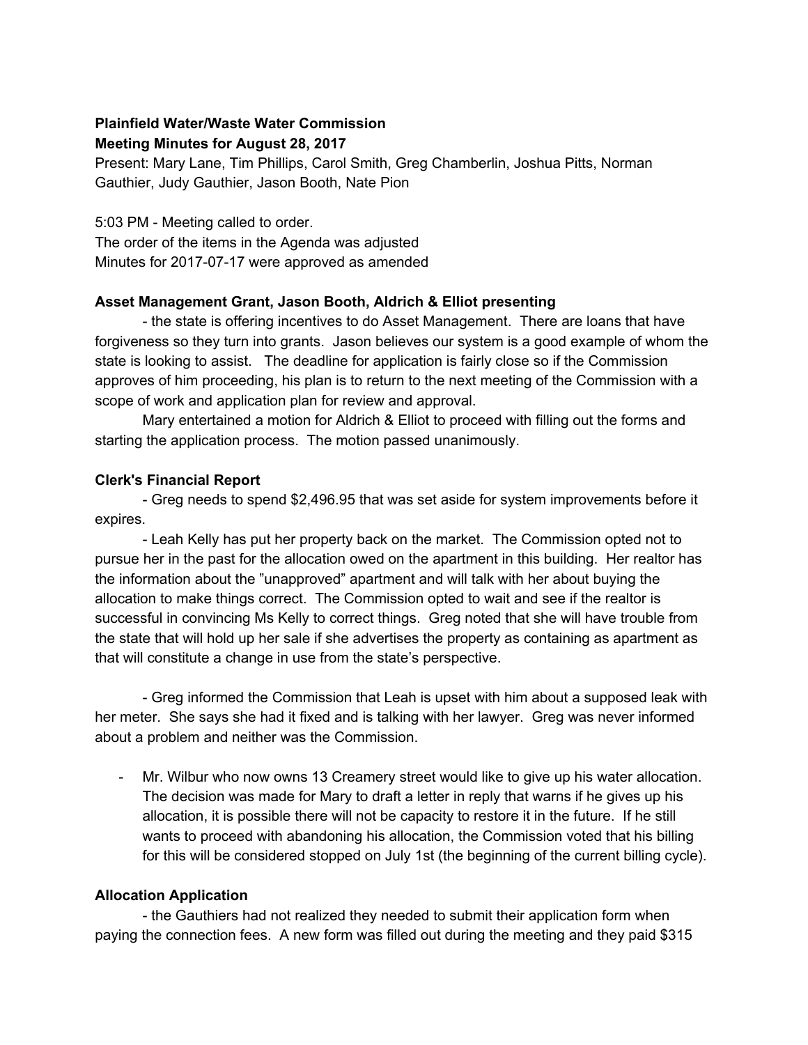**Plainfield Water/Waste Water Commission**
**Meeting Minutes for August 28, 2017**

Present: Mary Lane, Tim Phillips, Carol Smith, Greg Chamberlin, Joshua Pitts, Norman Gauthier, Judy Gauthier, Jason Booth, Nate Pion

5:03 PM - Meeting called to order.
The order of the items in the Agenda was adjusted
Minutes for 2017-07-17 were approved as amended

**Asset Management Grant, Jason Booth, Aldrich & Elliot presenting**

- the state is offering incentives to do Asset Management. There are loans that have forgiveness so they turn into grants. Jason believes our system is a good example of whom the state is looking to assist. The deadline for application is fairly close so if the Commission approves of him proceeding, his plan is to return to the next meeting of the Commission with a scope of work and application plan for review and approval.

Mary entertained a motion for Aldrich & Elliot to proceed with filling out the forms and starting the application process. The motion passed unanimously.

**Clerk's Financial Report**

- Greg needs to spend $2,496.95 that was set aside for system improvements before it expires.

- Leah Kelly has put her property back on the market. The Commission opted not to pursue her in the past for the allocation owed on the apartment in this building. Her realtor has the information about the "unapproved" apartment and will talk with her about buying the allocation to make things correct. The Commission opted to wait and see if the realtor is successful in convincing Ms Kelly to correct things. Greg noted that she will have trouble from the state that will hold up her sale if she advertises the property as containing as apartment as that will constitute a change in use from the state's perspective.

- Greg informed the Commission that Leah is upset with him about a supposed leak with her meter. She says she had it fixed and is talking with her lawyer. Greg was never informed about a problem and neither was the Commission.

- Mr. Wilbur who now owns 13 Creamery street would like to give up his water allocation. The decision was made for Mary to draft a letter in reply that warns if he gives up his allocation, it is possible there will not be capacity to restore it in the future. If he still wants to proceed with abandoning his allocation, the Commission voted that his billing for this will be considered stopped on July 1st (the beginning of the current billing cycle).

**Allocation Application**

- the Gauthiers had not realized they needed to submit their application form when paying the connection fees. A new form was filled out during the meeting and they paid $315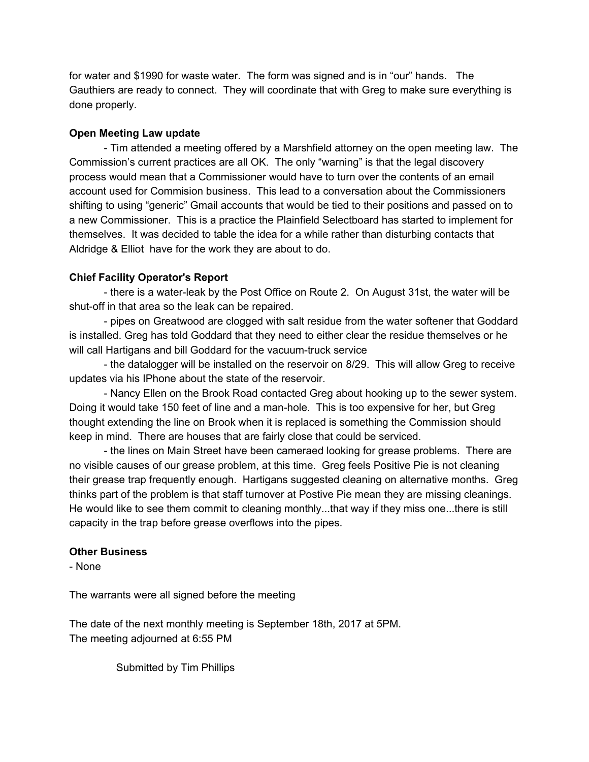for water and $1990 for waste water. The form was signed and is in "our" hands. The Gauthiers are ready to connect. They will coordinate that with Greg to make sure everything is done properly.

**Open Meeting Law update**

- Tim attended a meeting offered by a Marshfield attorney on the open meeting law. The Commission's current practices are all OK. The only "warning" is that the legal discovery process would mean that a Commissioner would have to turn over the contents of an email account used for Commision business. This lead to a conversation about the Commissioners shifting to using "generic" Gmail accounts that would be tied to their positions and passed on to a new Commissioner. This is a practice the Plainfield Selectboard has started to implement for themselves. It was decided to table the idea for a while rather than disturbing contacts that Aldridge & Elliot have for the work they are about to do.

**Chief Facility Operator's Report**

- there is a water-leak by the Post Office on Route 2. On August 31st, the water will be shut-off in that area so the leak can be repaired.
- pipes on Greatwood are clogged with salt residue from the water softener that Goddard is installed. Greg has told Goddard that they need to either clear the residue themselves or he will call Hartigans and bill Goddard for the vacuum-truck service
- the datalogger will be installed on the reservoir on 8/29. This will allow Greg to receive updates via his IPhone about the state of the reservoir.
- Nancy Ellen on the Brook Road contacted Greg about hooking up to the sewer system. Doing it would take 150 feet of line and a man-hole. This is too expensive for her, but Greg thought extending the line on Brook when it is replaced is something the Commission should keep in mind. There are houses that are fairly close that could be serviced.
- the lines on Main Street have been cameraed looking for grease problems. There are no visible causes of our grease problem, at this time. Greg feels Positive Pie is not cleaning their grease trap frequently enough. Hartigans suggested cleaning on alternative months. Greg thinks part of the problem is that staff turnover at Postive Pie mean they are missing cleanings. He would like to see them commit to cleaning monthly...that way if they miss one...there is still capacity in the trap before grease overflows into the pipes.

**Other Business**

- None

The warrants were all signed before the meeting

The date of the next monthly meeting is September 18th, 2017 at 5PM.
The meeting adjourned at 6:55 PM

Submitted by Tim Phillips